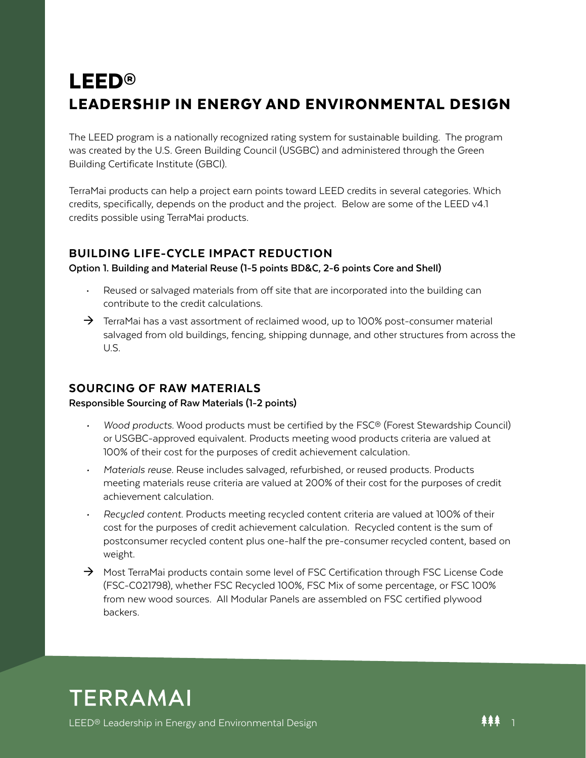# LEED®

## LEADERSHIP IN ENERGY AND ENVIRONMENTAL DESIGN

The LEED program is a nationally recognized rating system for sustainable building. The program was created by the U.S. Green Building Council (USGBC) and administered through the Green Building Certificate Institute (GBCI).

TerraMai products can help a project earn points toward LEED credits in several categories. Which credits, specifically, depends on the product and the project. Below are some of the LEED v4.1 credits possible using TerraMai products.

### BUILDING LIFE-CYCLE IMPACT REDUCTION

**Option 1. Building and Material Reuse (1-5 points BD&C, 2-6 points Core and Shell)**

- Reused or salvaged materials from off site that are incorporated into the building can contribute to the credit calculations.

→ TerraMai has a vast assortment of reclaimed wood, up to 100% post-consumer material salvaged from old buildings, fencing, shipping dunnage, and other structures from across the U.S.

### SOURCING OF RAW MATERIALS

**Responsible Sourcing of Raw Materials (1-2 points)**

- *Wood products.* Wood products must be certified by the FSC® (Forest Stewardship Council) or USGBC-approved equivalent. Products meeting wood products criteria are valued at 100% of their cost for the purposes of credit achievement calculation.
- *Materials reuse.* Reuse includes salvaged, refurbished, or reused products. Products meeting materials reuse criteria are valued at 200% of their cost for the purposes of credit achievement calculation.
- *Recycled content.* Products meeting recycled content criteria are valued at 100% of their cost for the purposes of credit achievement calculation. Recycled content is the sum of postconsumer recycled content plus one-half the pre-consumer recycled content, based on weight.

→ Most TerraMai products contain some level of FSC Certification through FSC License Code (FSC-C021798), whether FSC Recycled 100%, FSC Mix of some percentage, or FSC 100% from new wood sources. All Modular Panels are assembled on FSC certified plywood backers.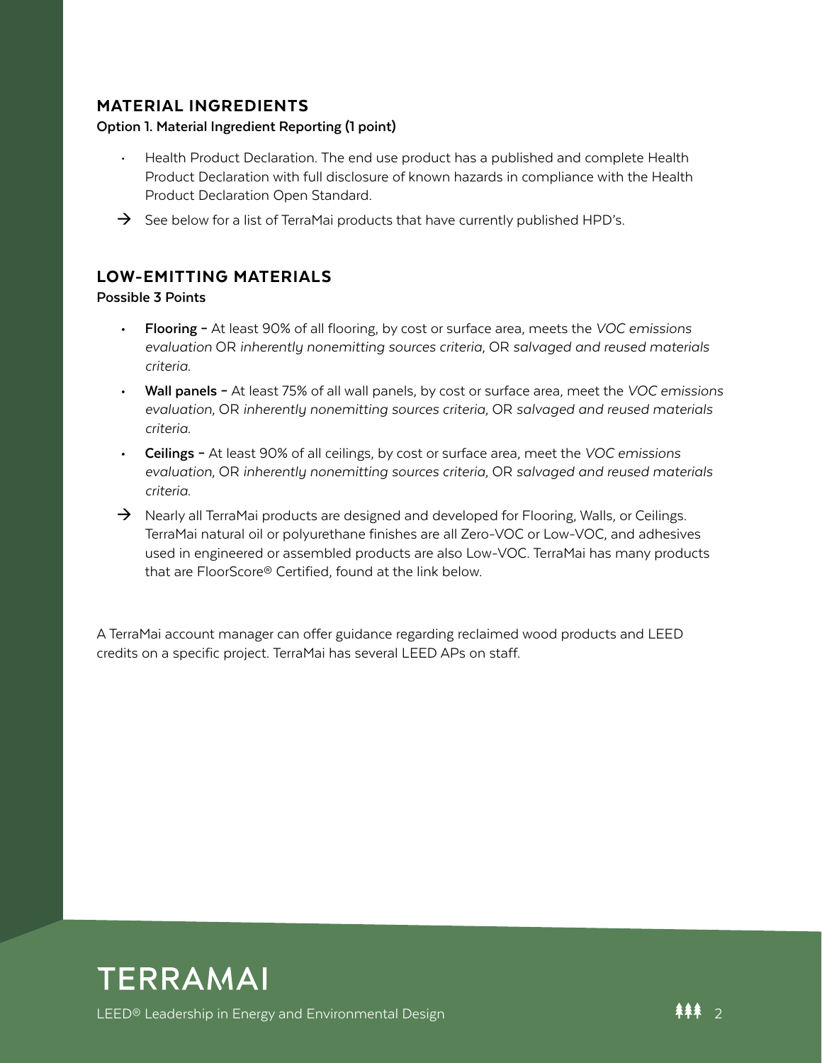## MATERIAL INGREDIENTS

**Option 1. Material Ingredient Reporting (1 point)**

- Health Product Declaration. The end use product has a published and complete Health Product Declaration with full disclosure of known hazards in compliance with the Health Product Declaration Open Standard.

→ See below for a list of TerraMai products that have currently published HPD's.

## LOW-EMITTING MATERIALS

**Possible 3 Points**

- **Flooring –** At least 90% of all flooring, by cost or surface area, meets the *VOC emissions evaluation* OR *inherently nonemitting sources criteria,* OR *salvaged and reused materials criteria.*
- **Wall panels –** At least 75% of all wall panels, by cost or surface area, meet the *VOC emissions evaluation,* OR *inherently nonemitting sources criteria,* OR *salvaged and reused materials criteria.*
- **Ceilings –** At least 90% of all ceilings, by cost or surface area, meet the *VOC emissions evaluation,* OR *inherently nonemitting sources criteria,* OR *salvaged and reused materials criteria.*

→ Nearly all TerraMai products are designed and developed for Flooring, Walls, or Ceilings. TerraMai natural oil or polyurethane finishes are all Zero-VOC or Low-VOC, and adhesives used in engineered or assembled products are also Low-VOC. TerraMai has many products that are FloorScore® Certified, found at the link below.

A TerraMai account manager can offer guidance regarding reclaimed wood products and LEED credits on a specific project. TerraMai has several LEED APs on staff.